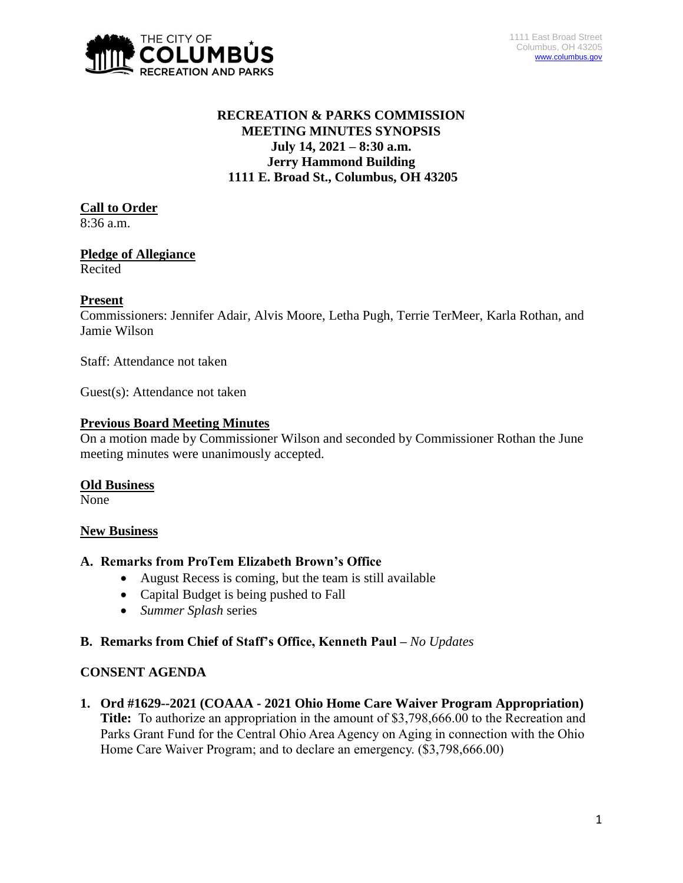THE CITY OF COLUMBUS RECREATION AND PARKS

1111 East Broad Street
Columbus, OH 43205
www.columbus.gov

# RECREATION & PARKS COMMISSION MEETING MINUTES SYNOPSIS
**July 14, 2021 – 8:30 a.m.**
**Jerry Hammond Building**
**1111 E. Broad St., Columbus, OH 43205**

## Call to Order
8:36 a.m.

## Pledge of Allegiance
Recited

## Present
Commissioners: Jennifer Adair, Alvis Moore, Letha Pugh, Terrie TerMeer, Karla Rothan, and Jamie Wilson

Staff: Attendance not taken

Guest(s): Attendance not taken

## Previous Board Meeting Minutes
On a motion made by Commissioner Wilson and seconded by Commissioner Rothan the June meeting minutes were unanimously accepted.

## Old Business
None

## New Business

### A. Remarks from ProTem Elizabeth Brown's Office
- August Recess is coming, but the team is still available
- Capital Budget is being pushed to Fall
- *Summer Splash* series

### B. Remarks from Chief of Staff's Office, Kenneth Paul – *No Updates*

## CONSENT AGENDA

**1. Ord #1629--2021 (COAAA - 2021 Ohio Home Care Waiver Program Appropriation)**
**Title:** To authorize an appropriation in the amount of $3,798,666.00 to the Recreation and Parks Grant Fund for the Central Ohio Area Agency on Aging in connection with the Ohio Home Care Waiver Program; and to declare an emergency. ($3,798,666.00)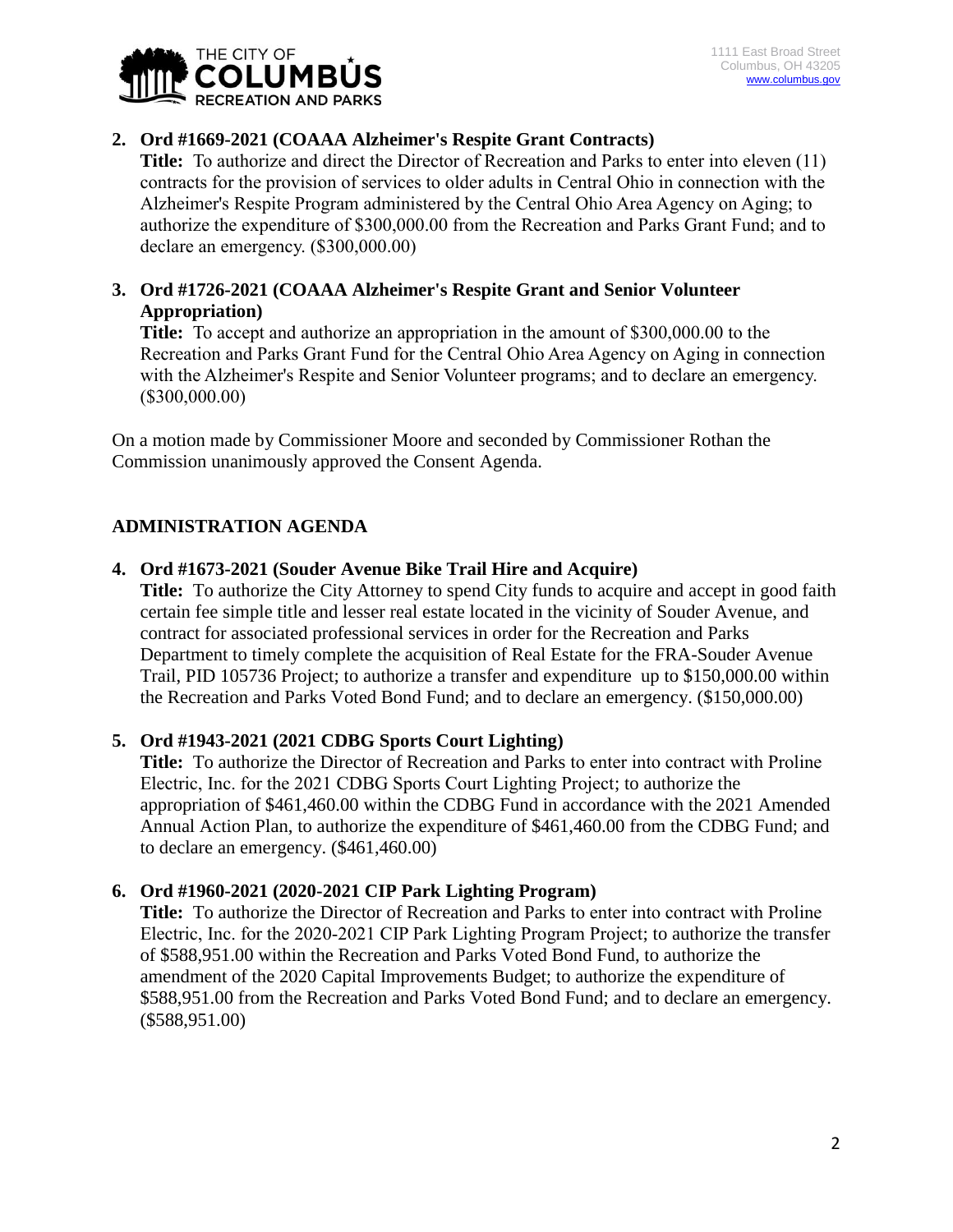2. **Ord #1669-2021 (COAAA Alzheimer's Respite Grant Contracts)**
   **Title:** To authorize and direct the Director of Recreation and Parks to enter into eleven (11) contracts for the provision of services to older adults in Central Ohio in connection with the Alzheimer's Respite Program administered by the Central Ohio Area Agency on Aging; to authorize the expenditure of $300,000.00 from the Recreation and Parks Grant Fund; and to declare an emergency. ($300,000.00)

3. **Ord #1726-2021 (COAAA Alzheimer's Respite Grant and Senior Volunteer Appropriation)**
   **Title:** To accept and authorize an appropriation in the amount of $300,000.00 to the Recreation and Parks Grant Fund for the Central Ohio Area Agency on Aging in connection with the Alzheimer's Respite and Senior Volunteer programs; and to declare an emergency. ($300,000.00)

On a motion made by Commissioner Moore and seconded by Commissioner Rothan the Commission unanimously approved the Consent Agenda.

## ADMINISTRATION AGENDA

4. **Ord #1673-2021 (Souder Avenue Bike Trail Hire and Acquire)**
   **Title:** To authorize the City Attorney to spend City funds to acquire and accept in good faith certain fee simple title and lesser real estate located in the vicinity of Souder Avenue, and contract for associated professional services in order for the Recreation and Parks Department to timely complete the acquisition of Real Estate for the FRA-Souder Avenue Trail, PID 105736 Project; to authorize a transfer and expenditure up to $150,000.00 within the Recreation and Parks Voted Bond Fund; and to declare an emergency. ($150,000.00)

5. **Ord #1943-2021 (2021 CDBG Sports Court Lighting)**
   **Title:** To authorize the Director of Recreation and Parks to enter into contract with Proline Electric, Inc. for the 2021 CDBG Sports Court Lighting Project; to authorize the appropriation of $461,460.00 within the CDBG Fund in accordance with the 2021 Amended Annual Action Plan, to authorize the expenditure of $461,460.00 from the CDBG Fund; and to declare an emergency. ($461,460.00)

6. **Ord #1960-2021 (2020-2021 CIP Park Lighting Program)**
   **Title:** To authorize the Director of Recreation and Parks to enter into contract with Proline Electric, Inc. for the 2020-2021 CIP Park Lighting Program Project; to authorize the transfer of $588,951.00 within the Recreation and Parks Voted Bond Fund, to authorize the amendment of the 2020 Capital Improvements Budget; to authorize the expenditure of $588,951.00 from the Recreation and Parks Voted Bond Fund; and to declare an emergency. ($588,951.00)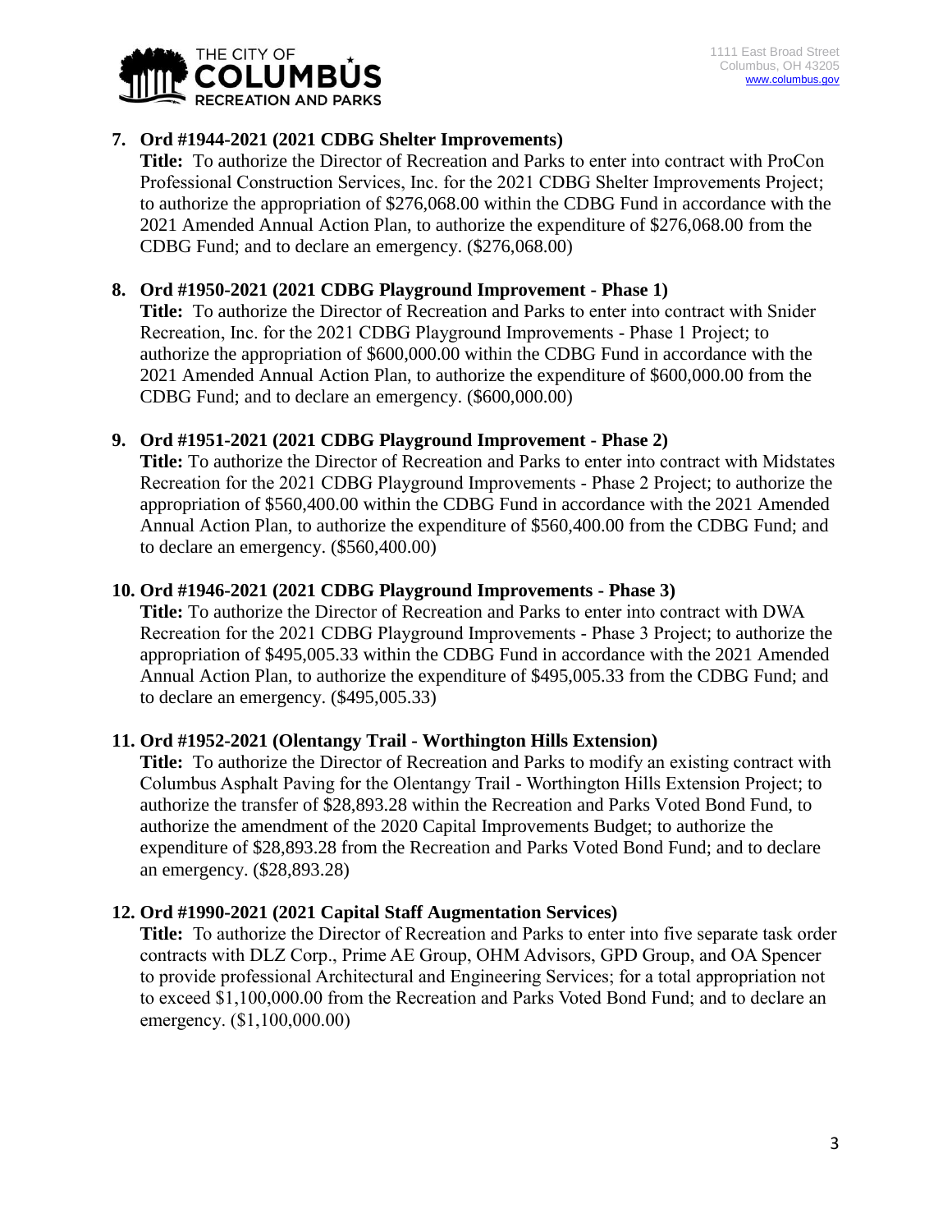7. **Ord #1944-2021 (2021 CDBG Shelter Improvements)**
   **Title:** To authorize the Director of Recreation and Parks to enter into contract with ProCon Professional Construction Services, Inc. for the 2021 CDBG Shelter Improvements Project; to authorize the appropriation of $276,068.00 within the CDBG Fund in accordance with the 2021 Amended Annual Action Plan, to authorize the expenditure of $276,068.00 from the CDBG Fund; and to declare an emergency. ($276,068.00)

8. **Ord #1950-2021 (2021 CDBG Playground Improvement - Phase 1)**
   **Title:** To authorize the Director of Recreation and Parks to enter into contract with Snider Recreation, Inc. for the 2021 CDBG Playground Improvements - Phase 1 Project; to authorize the appropriation of $600,000.00 within the CDBG Fund in accordance with the 2021 Amended Annual Action Plan, to authorize the expenditure of $600,000.00 from the CDBG Fund; and to declare an emergency. ($600,000.00)

9. **Ord #1951-2021 (2021 CDBG Playground Improvement - Phase 2)**
   **Title:** To authorize the Director of Recreation and Parks to enter into contract with Midstates Recreation for the 2021 CDBG Playground Improvements - Phase 2 Project; to authorize the appropriation of $560,400.00 within the CDBG Fund in accordance with the 2021 Amended Annual Action Plan, to authorize the expenditure of $560,400.00 from the CDBG Fund; and to declare an emergency. ($560,400.00)

10. **Ord #1946-2021 (2021 CDBG Playground Improvements - Phase 3)**
    **Title:** To authorize the Director of Recreation and Parks to enter into contract with DWA Recreation for the 2021 CDBG Playground Improvements - Phase 3 Project; to authorize the appropriation of $495,005.33 within the CDBG Fund in accordance with the 2021 Amended Annual Action Plan, to authorize the expenditure of $495,005.33 from the CDBG Fund; and to declare an emergency. ($495,005.33)

11. **Ord #1952-2021 (Olentangy Trail - Worthington Hills Extension)**
    **Title:** To authorize the Director of Recreation and Parks to modify an existing contract with Columbus Asphalt Paving for the Olentangy Trail - Worthington Hills Extension Project; to authorize the transfer of $28,893.28 within the Recreation and Parks Voted Bond Fund, to authorize the amendment of the 2020 Capital Improvements Budget; to authorize the expenditure of $28,893.28 from the Recreation and Parks Voted Bond Fund; and to declare an emergency. ($28,893.28)

12. **Ord #1990-2021 (2021 Capital Staff Augmentation Services)**
    **Title:** To authorize the Director of Recreation and Parks to enter into five separate task order contracts with DLZ Corp., Prime AE Group, OHM Advisors, GPD Group, and OA Spencer to provide professional Architectural and Engineering Services; for a total appropriation not to exceed $1,100,000.00 from the Recreation and Parks Voted Bond Fund; and to declare an emergency. ($1,100,000.00)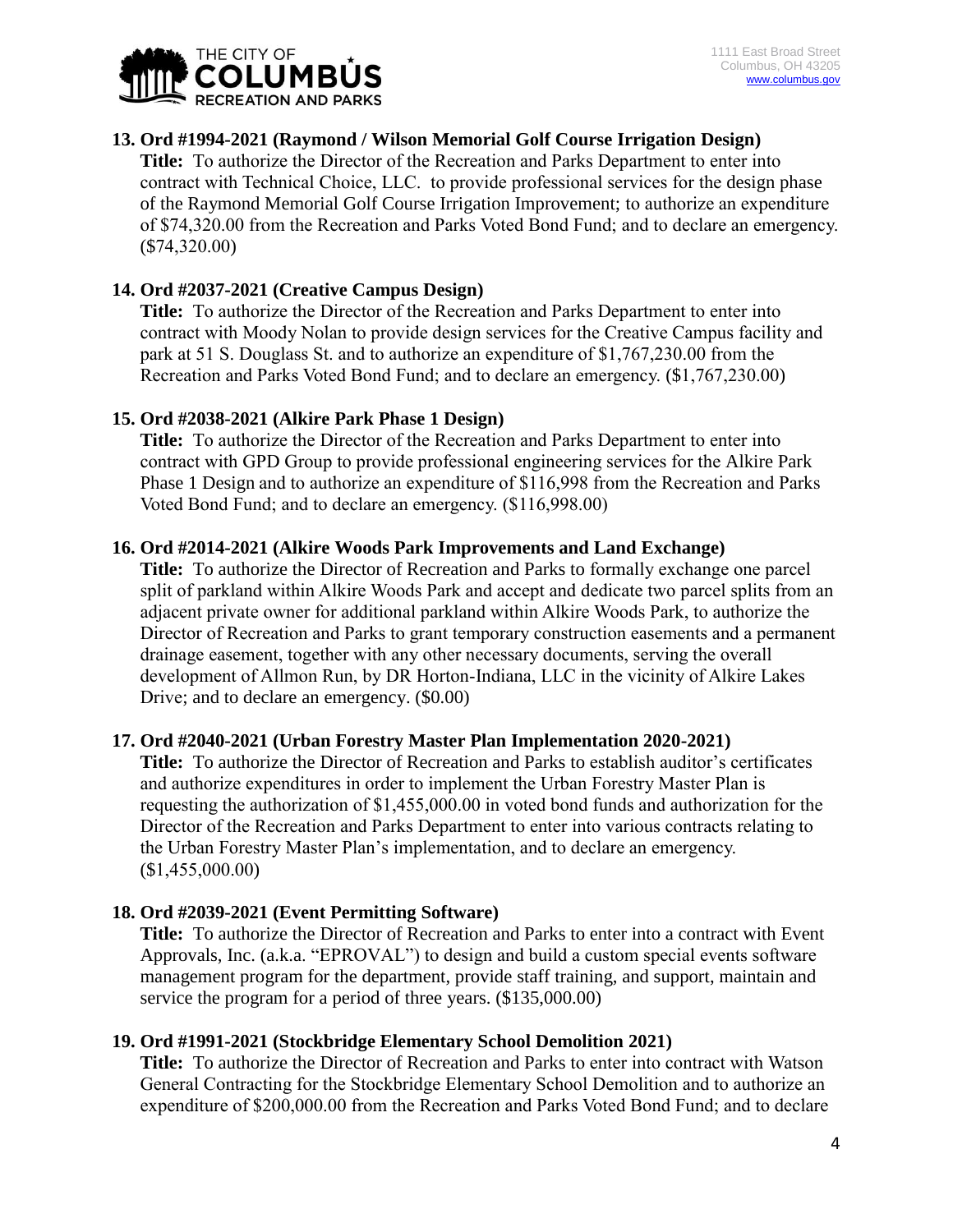**13. Ord #1994-2021 (Raymond / Wilson Memorial Golf Course Irrigation Design)**

**Title:** To authorize the Director of the Recreation and Parks Department to enter into contract with Technical Choice, LLC. to provide professional services for the design phase of the Raymond Memorial Golf Course Irrigation Improvement; to authorize an expenditure of $74,320.00 from the Recreation and Parks Voted Bond Fund; and to declare an emergency. ($74,320.00)

**14. Ord #2037-2021 (Creative Campus Design)**

**Title:** To authorize the Director of the Recreation and Parks Department to enter into contract with Moody Nolan to provide design services for the Creative Campus facility and park at 51 S. Douglass St. and to authorize an expenditure of $1,767,230.00 from the Recreation and Parks Voted Bond Fund; and to declare an emergency. ($1,767,230.00)

**15. Ord #2038-2021 (Alkire Park Phase 1 Design)**

**Title:** To authorize the Director of the Recreation and Parks Department to enter into contract with GPD Group to provide professional engineering services for the Alkire Park Phase 1 Design and to authorize an expenditure of $116,998 from the Recreation and Parks Voted Bond Fund; and to declare an emergency. ($116,998.00)

**16. Ord #2014-2021 (Alkire Woods Park Improvements and Land Exchange)**

**Title:** To authorize the Director of Recreation and Parks to formally exchange one parcel split of parkland within Alkire Woods Park and accept and dedicate two parcel splits from an adjacent private owner for additional parkland within Alkire Woods Park, to authorize the Director of Recreation and Parks to grant temporary construction easements and a permanent drainage easement, together with any other necessary documents, serving the overall development of Allmon Run, by DR Horton-Indiana, LLC in the vicinity of Alkire Lakes Drive; and to declare an emergency. ($0.00)

**17. Ord #2040-2021 (Urban Forestry Master Plan Implementation 2020-2021)**

**Title:** To authorize the Director of Recreation and Parks to establish auditor's certificates and authorize expenditures in order to implement the Urban Forestry Master Plan is requesting the authorization of $1,455,000.00 in voted bond funds and authorization for the Director of the Recreation and Parks Department to enter into various contracts relating to the Urban Forestry Master Plan's implementation, and to declare an emergency. ($1,455,000.00)

**18. Ord #2039-2021 (Event Permitting Software)**

**Title:** To authorize the Director of Recreation and Parks to enter into a contract with Event Approvals, Inc. (a.k.a. "EPROVAL") to design and build a custom special events software management program for the department, provide staff training, and support, maintain and service the program for a period of three years. ($135,000.00)

**19. Ord #1991-2021 (Stockbridge Elementary School Demolition 2021)**

**Title:** To authorize the Director of Recreation and Parks to enter into contract with Watson General Contracting for the Stockbridge Elementary School Demolition and to authorize an expenditure of $200,000.00 from the Recreation and Parks Voted Bond Fund; and to declare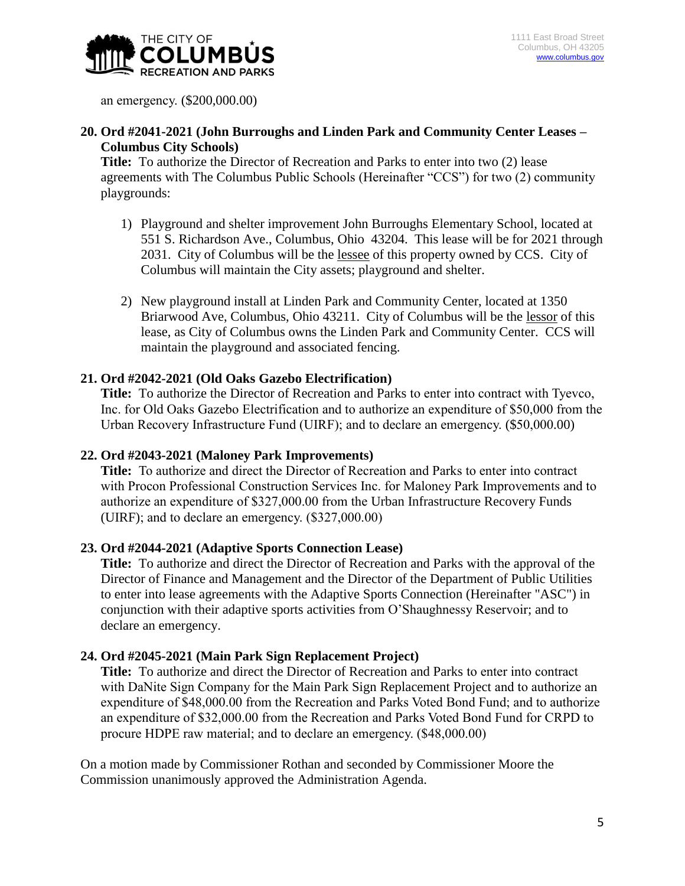an emergency. ($200,000.00)

**20. Ord #2041-2021 (John Burroughs and Linden Park and Community Center Leases – Columbus City Schools)**

**Title:** To authorize the Director of Recreation and Parks to enter into two (2) lease agreements with The Columbus Public Schools (Hereinafter "CCS") for two (2) community playgrounds:

1) Playground and shelter improvement John Burroughs Elementary School, located at 551 S. Richardson Ave., Columbus, Ohio 43204. This lease will be for 2021 through 2031. City of Columbus will be the lessee of this property owned by CCS. City of Columbus will maintain the City assets; playground and shelter.

2) New playground install at Linden Park and Community Center, located at 1350 Briarwood Ave, Columbus, Ohio 43211. City of Columbus will be the lessor of this lease, as City of Columbus owns the Linden Park and Community Center. CCS will maintain the playground and associated fencing.

**21. Ord #2042-2021 (Old Oaks Gazebo Electrification)**

**Title:** To authorize the Director of Recreation and Parks to enter into contract with Tyevco, Inc. for Old Oaks Gazebo Electrification and to authorize an expenditure of $50,000 from the Urban Recovery Infrastructure Fund (UIRF); and to declare an emergency. ($50,000.00)

**22. Ord #2043-2021 (Maloney Park Improvements)**

**Title:** To authorize and direct the Director of Recreation and Parks to enter into contract with Procon Professional Construction Services Inc. for Maloney Park Improvements and to authorize an expenditure of $327,000.00 from the Urban Infrastructure Recovery Funds (UIRF); and to declare an emergency. ($327,000.00)

**23. Ord #2044-2021 (Adaptive Sports Connection Lease)**

**Title:** To authorize and direct the Director of Recreation and Parks with the approval of the Director of Finance and Management and the Director of the Department of Public Utilities to enter into lease agreements with the Adaptive Sports Connection (Hereinafter "ASC") in conjunction with their adaptive sports activities from O'Shaughnessy Reservoir; and to declare an emergency.

**24. Ord #2045-2021 (Main Park Sign Replacement Project)**

**Title:** To authorize and direct the Director of Recreation and Parks to enter into contract with DaNite Sign Company for the Main Park Sign Replacement Project and to authorize an expenditure of $48,000.00 from the Recreation and Parks Voted Bond Fund; and to authorize an expenditure of $32,000.00 from the Recreation and Parks Voted Bond Fund for CRPD to procure HDPE raw material; and to declare an emergency. ($48,000.00)

On a motion made by Commissioner Rothan and seconded by Commissioner Moore the Commission unanimously approved the Administration Agenda.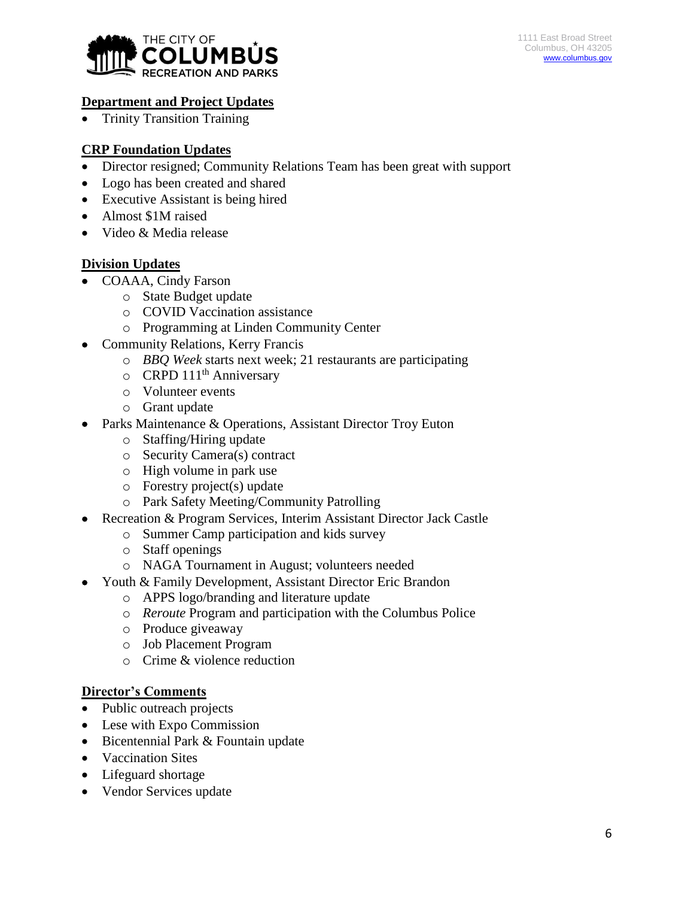**Department and Project Updates**

- Trinity Transition Training

**CRP Foundation Updates**

- Director resigned; Community Relations Team has been great with support
- Logo has been created and shared
- Executive Assistant is being hired
- Almost $1M raised
- Video & Media release

**Division Updates**

- COAAA, Cindy Farson
  - State Budget update
  - COVID Vaccination assistance
  - Programming at Linden Community Center
- Community Relations, Kerry Francis
  - *BBQ Week* starts next week; 21 restaurants are participating
  - CRPD 111th Anniversary
  - Volunteer events
  - Grant update
- Parks Maintenance & Operations, Assistant Director Troy Euton
  - Staffing/Hiring update
  - Security Camera(s) contract
  - High volume in park use
  - Forestry project(s) update
  - Park Safety Meeting/Community Patrolling
- Recreation & Program Services, Interim Assistant Director Jack Castle
  - Summer Camp participation and kids survey
  - Staff openings
  - NAGA Tournament in August; volunteers needed
- Youth & Family Development, Assistant Director Eric Brandon
  - APPS logo/branding and literature update
  - *Reroute* Program and participation with the Columbus Police
  - Produce giveaway
  - Job Placement Program
  - Crime & violence reduction

**Director's Comments**

- Public outreach projects
- Lese with Expo Commission
- Bicentennial Park & Fountain update
- Vaccination Sites
- Lifeguard shortage
- Vendor Services update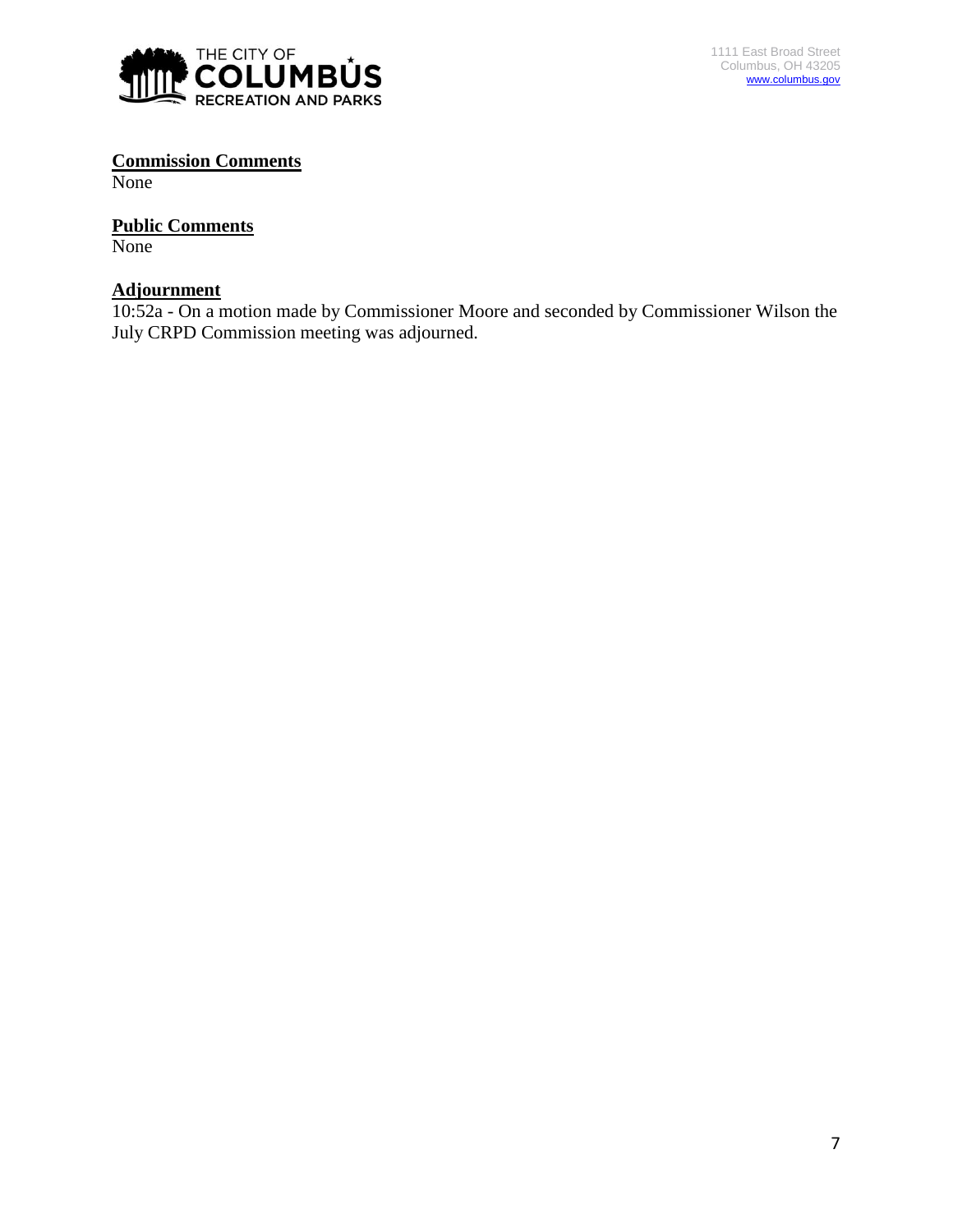**Commission Comments**
None

**Public Comments**
None

**Adjournment**
10:52a - On a motion made by Commissioner Moore and seconded by Commissioner Wilson the July CRPD Commission meeting was adjourned.